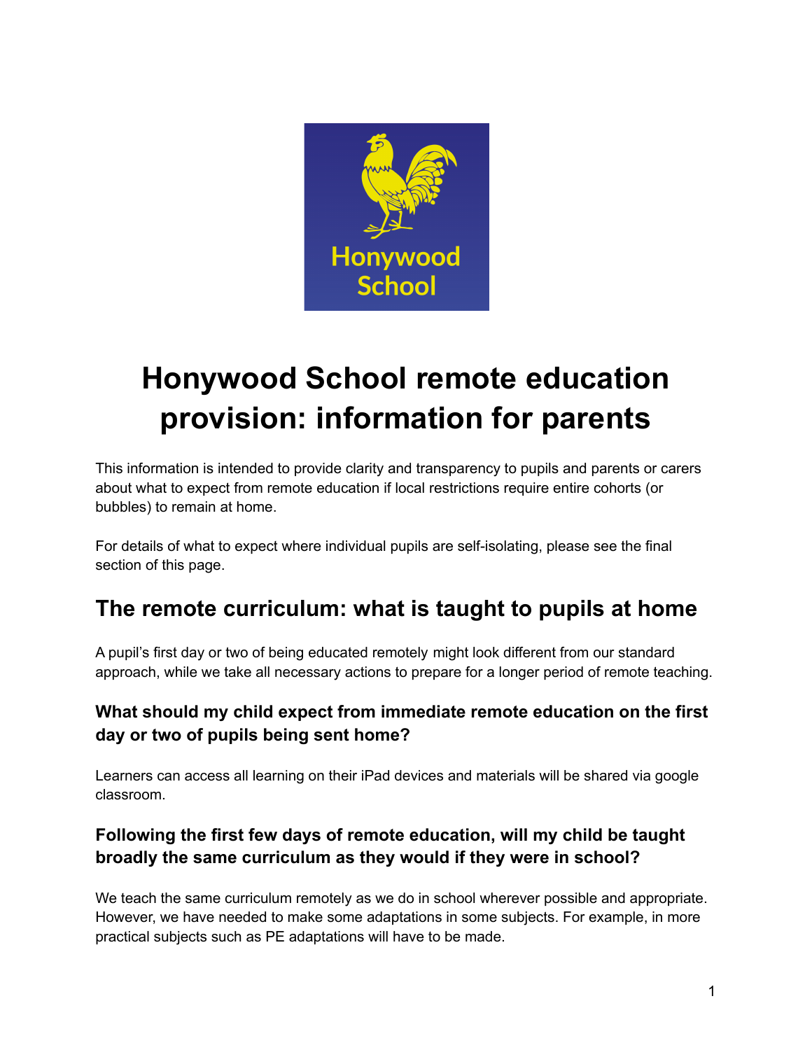# Honywood School remote education provision: information for parents

This information is intended to provide clarity and transparency to pupils and parents or carers about what to expect from remote education if local restrictions require entire cohorts (or bubbles) to remain at home.

For details of what to expect where individual pupils are self-isolating, please see the final section of this page.

## The remote curriculum: what is taught to pupils at home

A pupil's first day or two of being educated remotely might look different from our standard approach, while we take all necessary actions to prepare for a longer period of remote teaching.

### What should my child expect from immediate remote education on the first day or two of pupils being sent home?

Learners can access all learning on their iPad devices and materials will be shared via google classroom.

### Following the first few days of remote education, will my child be taught broadly the same curriculum as they would if they were in school?

We teach the same curriculum remotely as we do in school wherever possible and appropriate. However, we have needed to make some adaptations in some subjects. For example, in more practical subjects such as PE adaptations will have to be made.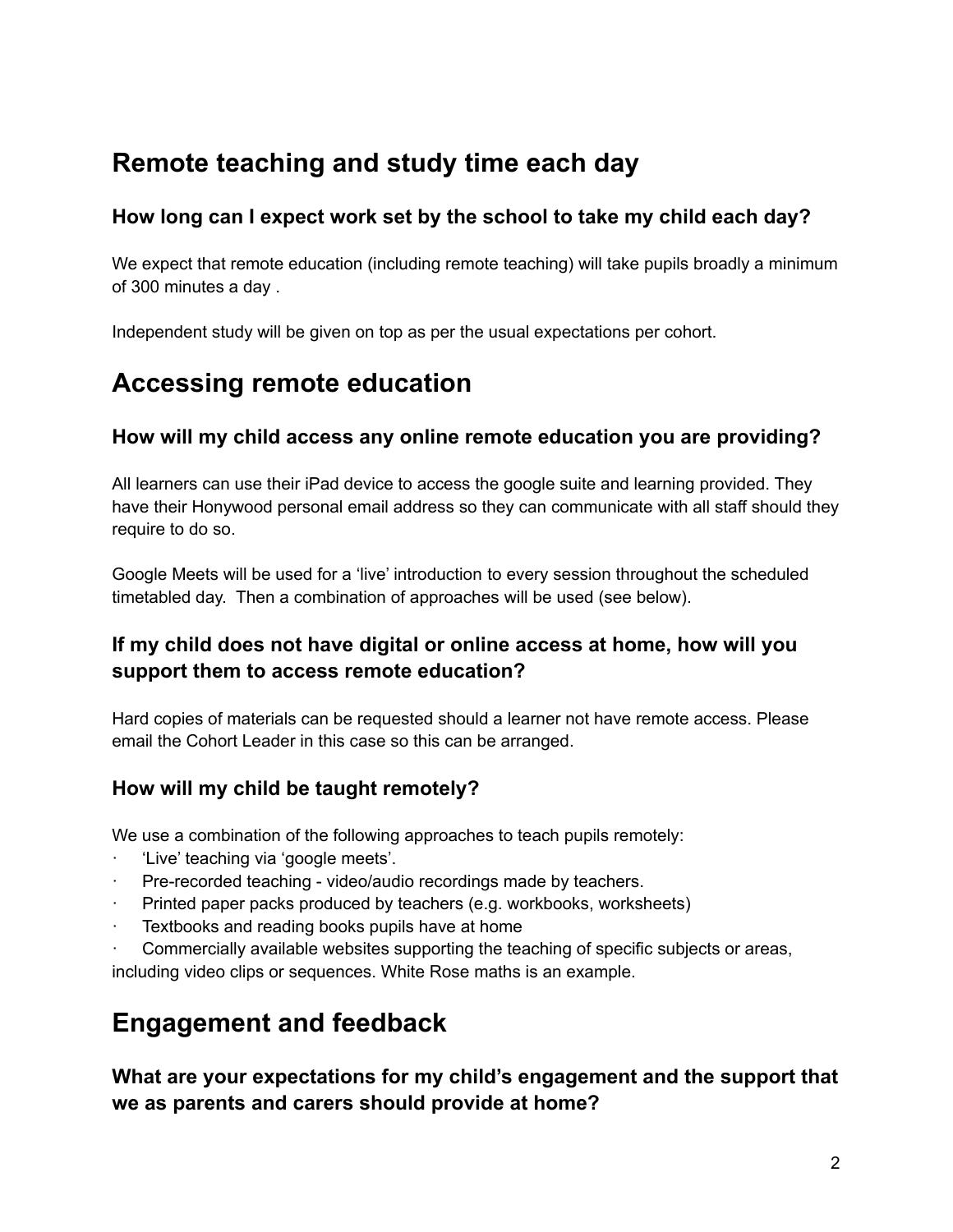## Remote teaching and study time each day

### How long can I expect work set by the school to take my child each day?

We expect that remote education (including remote teaching) will take pupils broadly a minimum of 300 minutes a day .

Independent study will be given on top as per the usual expectations per cohort.

## Accessing remote education

### How will my child access any online remote education you are providing?

All learners can use their iPad device to access the google suite and learning provided. They have their Honywood personal email address so they can communicate with all staff should they require to do so.

Google Meets will be used for a 'live' introduction to every session throughout the scheduled timetabled day. Then a combination of approaches will be used (see below).

### If my child does not have digital or online access at home, how will you support them to access remote education?

Hard copies of materials can be requested should a learner not have remote access. Please email the Cohort Leader in this case so this can be arranged.

### How will my child be taught remotely?

We use a combination of the following approaches to teach pupils remotely:

- 'Live' teaching via 'google meets'.
- Pre-recorded teaching - video/audio recordings made by teachers.
- Printed paper packs produced by teachers (e.g. workbooks, worksheets)
- Textbooks and reading books pupils have at home
- Commercially available websites supporting the teaching of specific subjects or areas, including video clips or sequences. White Rose maths is an example.

## Engagement and feedback

### What are your expectations for my child's engagement and the support that we as parents and carers should provide at home?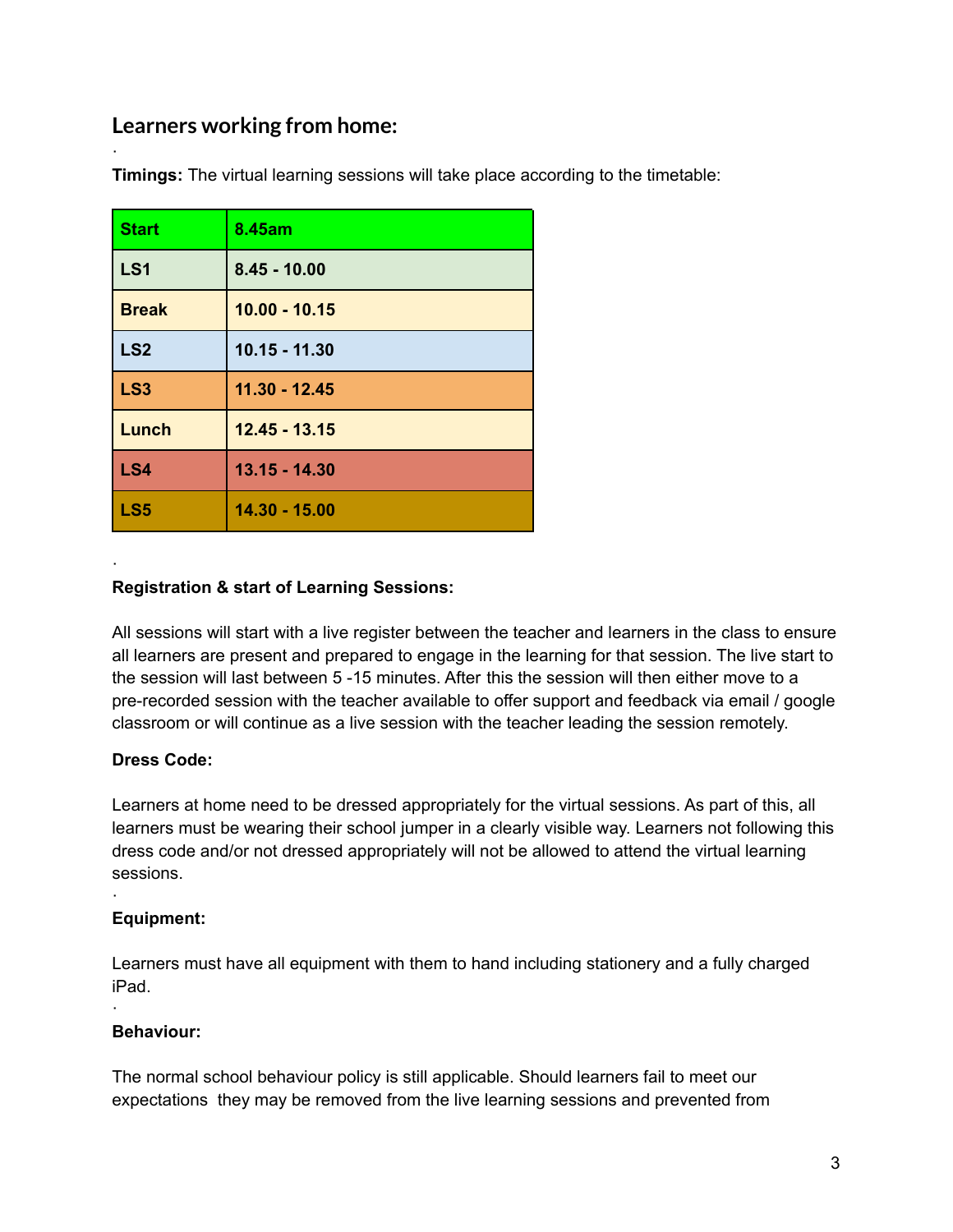## Learners working from home:

·

**Timings:** The virtual learning sessions will take place according to the timetable:

| **Start** | **8.45am** |
|---|---|
| **LS1** | **8.45 - 10.00** |
| **Break** | **10.00 - 10.15** |
| **LS2** | **10.15 - 11.30** |
| **LS3** | **11.30 - 12.45** |
| **Lunch** | **12.45 - 13.15** |
| **LS4** | **13.15 - 14.30** |
| **LS5** | **14.30 - 15.00** |

·

**Registration & start of Learning Sessions:**

All sessions will start with a live register between the teacher and learners in the class to ensure all learners are present and prepared to engage in the learning for that session. The live start to the session will last between 5 -15 minutes. After this the session will then either move to a pre-recorded session with the teacher available to offer support and feedback via email / google classroom or will continue as a live session with the teacher leading the session remotely.

**Dress Code:**

Learners at home need to be dressed appropriately for the virtual sessions. As part of this, all learners must be wearing their school jumper in a clearly visible way. Learners not following this dress code and/or not dressed appropriately will not be allowed to attend the virtual learning sessions.

·

**Equipment:**

Learners must have all equipment with them to hand including stationery and a fully charged iPad.

·

**Behaviour:**

The normal school behaviour policy is still applicable. Should learners fail to meet our expectations they may be removed from the live learning sessions and prevented from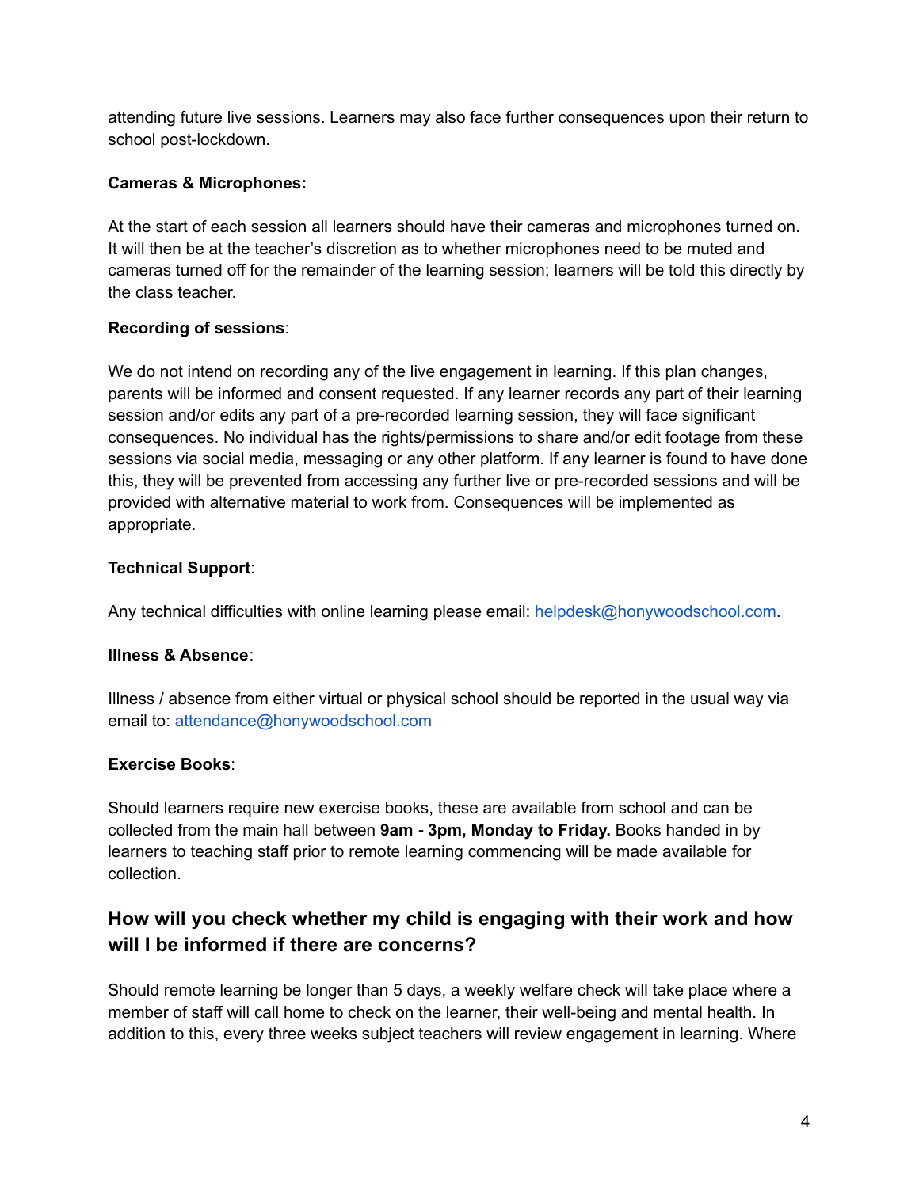attending future live sessions. Learners may also face further consequences upon their return to school post-lockdown.

**Cameras & Microphones:**

At the start of each session all learners should have their cameras and microphones turned on. It will then be at the teacher's discretion as to whether microphones need to be muted and cameras turned off for the remainder of the learning session; learners will be told this directly by the class teacher.

**Recording of sessions**:

We do not intend on recording any of the live engagement in learning. If this plan changes, parents will be informed and consent requested. If any learner records any part of their learning session and/or edits any part of a pre-recorded learning session, they will face significant consequences. No individual has the rights/permissions to share and/or edit footage from these sessions via social media, messaging or any other platform. If any learner is found to have done this, they will be prevented from accessing any further live or pre-recorded sessions and will be provided with alternative material to work from. Consequences will be implemented as appropriate.

**Technical Support**:

Any technical difficulties with online learning please email: helpdesk@honywoodschool.com.

**Illness & Absence**:

Illness / absence from either virtual or physical school should be reported in the usual way via email to: attendance@honywoodschool.com

**Exercise Books**:

Should learners require new exercise books, these are available from school and can be collected from the main hall between **9am - 3pm, Monday to Friday.** Books handed in by learners to teaching staff prior to remote learning commencing will be made available for collection.

## How will you check whether my child is engaging with their work and how will I be informed if there are concerns?

Should remote learning be longer than 5 days, a weekly welfare check will take place where a member of staff will call home to check on the learner, their well-being and mental health. In addition to this, every three weeks subject teachers will review engagement in learning. Where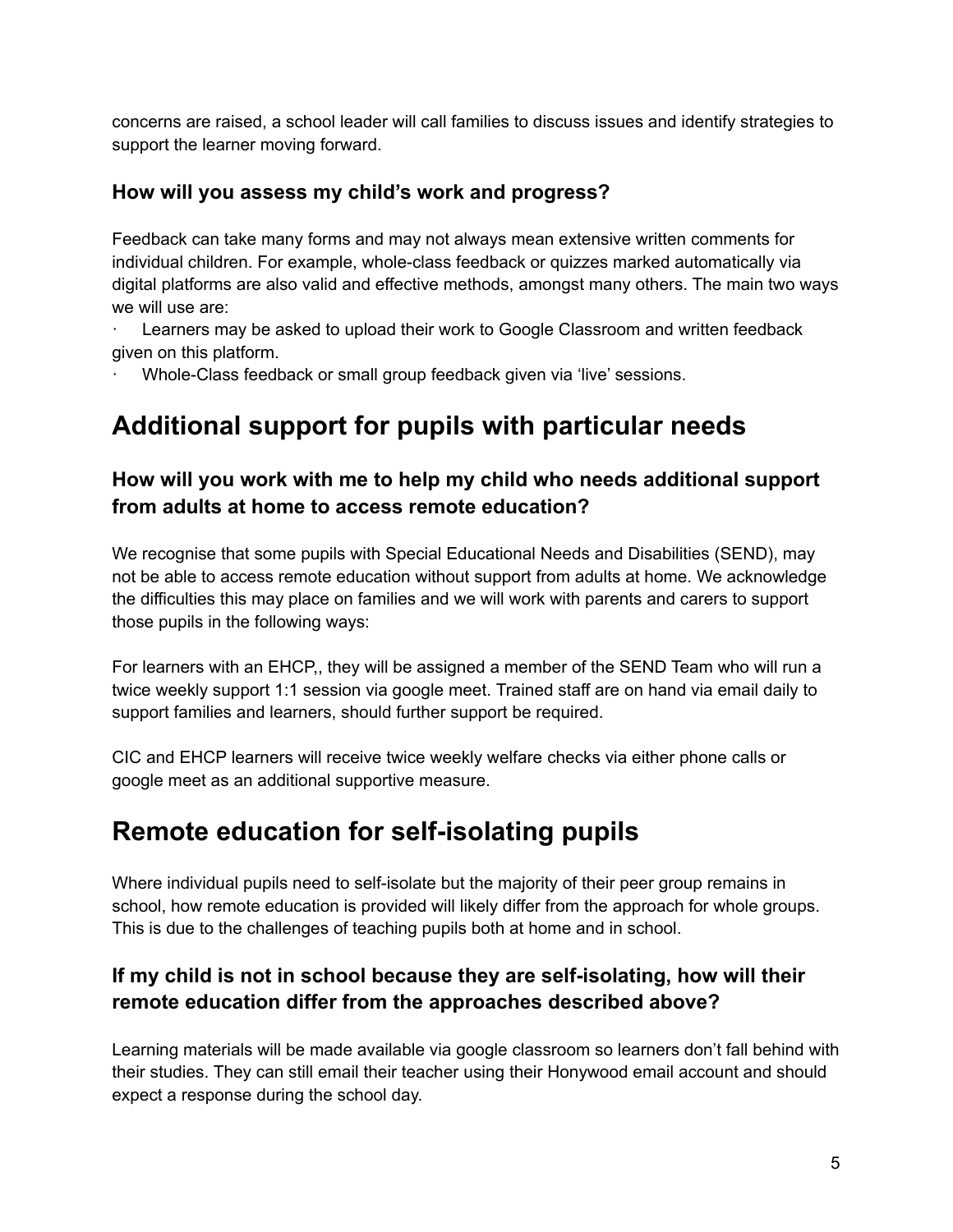concerns are raised, a school leader will call families to discuss issues and identify strategies to support the learner moving forward.

### How will you assess my child's work and progress?

Feedback can take many forms and may not always mean extensive written comments for individual children. For example, whole-class feedback or quizzes marked automatically via digital platforms are also valid and effective methods, amongst many others. The main two ways we will use are:

- Learners may be asked to upload their work to Google Classroom and written feedback given on this platform.
- Whole-Class feedback or small group feedback given via 'live' sessions.

## Additional support for pupils with particular needs

### How will you work with me to help my child who needs additional support from adults at home to access remote education?

We recognise that some pupils with Special Educational Needs and Disabilities (SEND), may not be able to access remote education without support from adults at home. We acknowledge the difficulties this may place on families and we will work with parents and carers to support those pupils in the following ways:

For learners with an EHCP,, they will be assigned a member of the SEND Team who will run a twice weekly support 1:1 session via google meet. Trained staff are on hand via email daily to support families and learners, should further support be required.

CIC and EHCP learners will receive twice weekly welfare checks via either phone calls or google meet as an additional supportive measure.

## Remote education for self-isolating pupils

Where individual pupils need to self-isolate but the majority of their peer group remains in school, how remote education is provided will likely differ from the approach for whole groups. This is due to the challenges of teaching pupils both at home and in school.

### If my child is not in school because they are self-isolating, how will their remote education differ from the approaches described above?

Learning materials will be made available via google classroom so learners don't fall behind with their studies. They can still email their teacher using their Honywood email account and should expect a response during the school day.